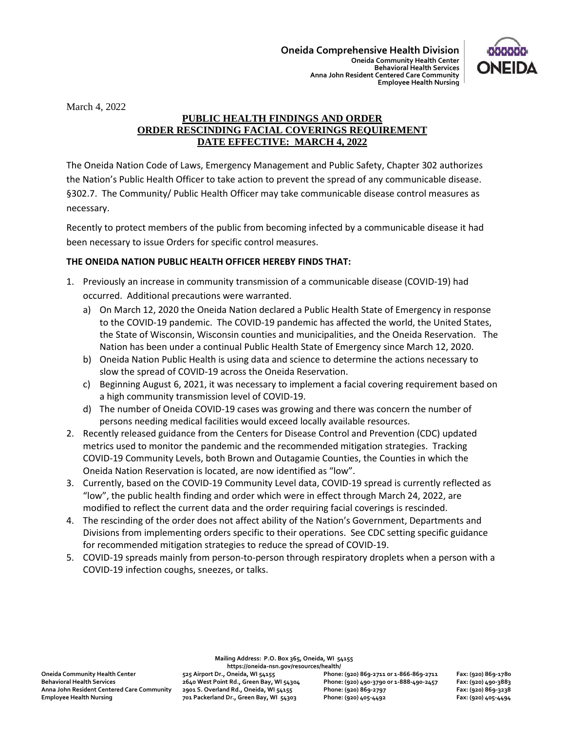**Oneida Comprehensive Health Division**
**Oneida Community Health Center**
**Behavioral Health Services**
**Anna John Resident Centered Care Community**
**Employee Health Nursing**

March 4, 2022

# PUBLIC HEALTH FINDINGS AND ORDER
## ORDER RESCINDING FACIAL COVERINGS REQUIREMENT
## DATE EFFECTIVE: MARCH 4, 2022

The Oneida Nation Code of Laws, Emergency Management and Public Safety, Chapter 302 authorizes the Nation's Public Health Officer to take action to prevent the spread of any communicable disease. §302.7. The Community/ Public Health Officer may take communicable disease control measures as necessary.

Recently to protect members of the public from becoming infected by a communicable disease it had been necessary to issue Orders for specific control measures.

**THE ONEIDA NATION PUBLIC HEALTH OFFICER HEREBY FINDS THAT:**

1. Previously an increase in community transmission of a communicable disease (COVID-19) had occurred. Additional precautions were warranted.
   a) On March 12, 2020 the Oneida Nation declared a Public Health State of Emergency in response to the COVID-19 pandemic. The COVID-19 pandemic has affected the world, the United States, the State of Wisconsin, Wisconsin counties and municipalities, and the Oneida Reservation. The Nation has been under a continual Public Health State of Emergency since March 12, 2020.
   b) Oneida Nation Public Health is using data and science to determine the actions necessary to slow the spread of COVID-19 across the Oneida Reservation.
   c) Beginning August 6, 2021, it was necessary to implement a facial covering requirement based on a high community transmission level of COVID-19.
   d) The number of Oneida COVID-19 cases was growing and there was concern the number of persons needing medical facilities would exceed locally available resources.
2. Recently released guidance from the Centers for Disease Control and Prevention (CDC) updated metrics used to monitor the pandemic and the recommended mitigation strategies. Tracking COVID-19 Community Levels, both Brown and Outagamie Counties, the Counties in which the Oneida Nation Reservation is located, are now identified as "low".
3. Currently, based on the COVID-19 Community Level data, COVID-19 spread is currently reflected as "low", the public health finding and order which were in effect through March 24, 2022, are modified to reflect the current data and the order requiring facial coverings is rescinded.
4. The rescinding of the order does not affect ability of the Nation's Government, Departments and Divisions from implementing orders specific to their operations. See CDC setting specific guidance for recommended mitigation strategies to reduce the spread of COVID-19.
5. COVID-19 spreads mainly from person-to-person through respiratory droplets when a person with a COVID-19 infection coughs, sneezes, or talks.

Mailing Address: P.O. Box 365, Oneida, WI 54155
https://oneida-nsn.gov/resources/health/

| | | | |
|---|---|---|---|
| Oneida Community Health Center | 525 Airport Dr., Oneida, WI 54155 | Phone: (920) 869-2711 or 1-866-869-2711 | Fax: (920) 869-1780 |
| Behavioral Health Services | 2640 West Point Rd., Green Bay, WI 54304 | Phone: (920) 490-3790 or 1-888-490-2457 | Fax: (920) 490-3883 |
| Anna John Resident Centered Care Community | 2901 S. Overland Rd., Oneida, WI 54155 | Phone: (920) 869-2797 | Fax: (920) 869-3238 |
| Employee Health Nursing | 701 Packerland Dr., Green Bay, WI 54303 | Phone: (920) 405-4492 | Fax: (920) 405-4494 |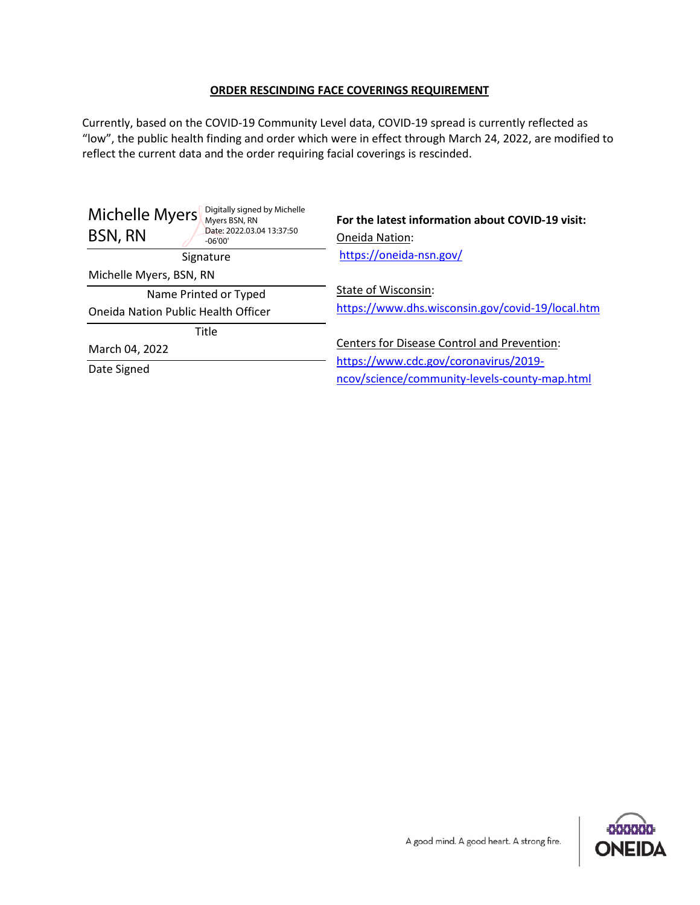## ORDER RESCINDING FACE COVERINGS REQUIREMENT

Currently, based on the COVID-19 Community Level data, COVID-19 spread is currently reflected as "low", the public health finding and order which were in effect through March 24, 2022, are modified to reflect the current data and the order requiring facial coverings is rescinded.

Michelle Myers BSN, RN
Digitally signed by Michelle Myers BSN, RN
Date: 2022.03.04 13:37:50 -06'00'

Signature

Michelle Myers, BSN, RN

Name Printed or Typed

Oneida Nation Public Health Officer

Title

March 04, 2022

Date Signed

**For the latest information about COVID-19 visit:**

Oneida Nation:
https://oneida-nsn.gov/

State of Wisconsin:
https://www.dhs.wisconsin.gov/covid-19/local.htm

Centers for Disease Control and Prevention:
https://www.cdc.gov/coronavirus/2019-ncov/science/community-levels-county-map.html

A good mind. A good heart. A strong fire.

ONEIDA